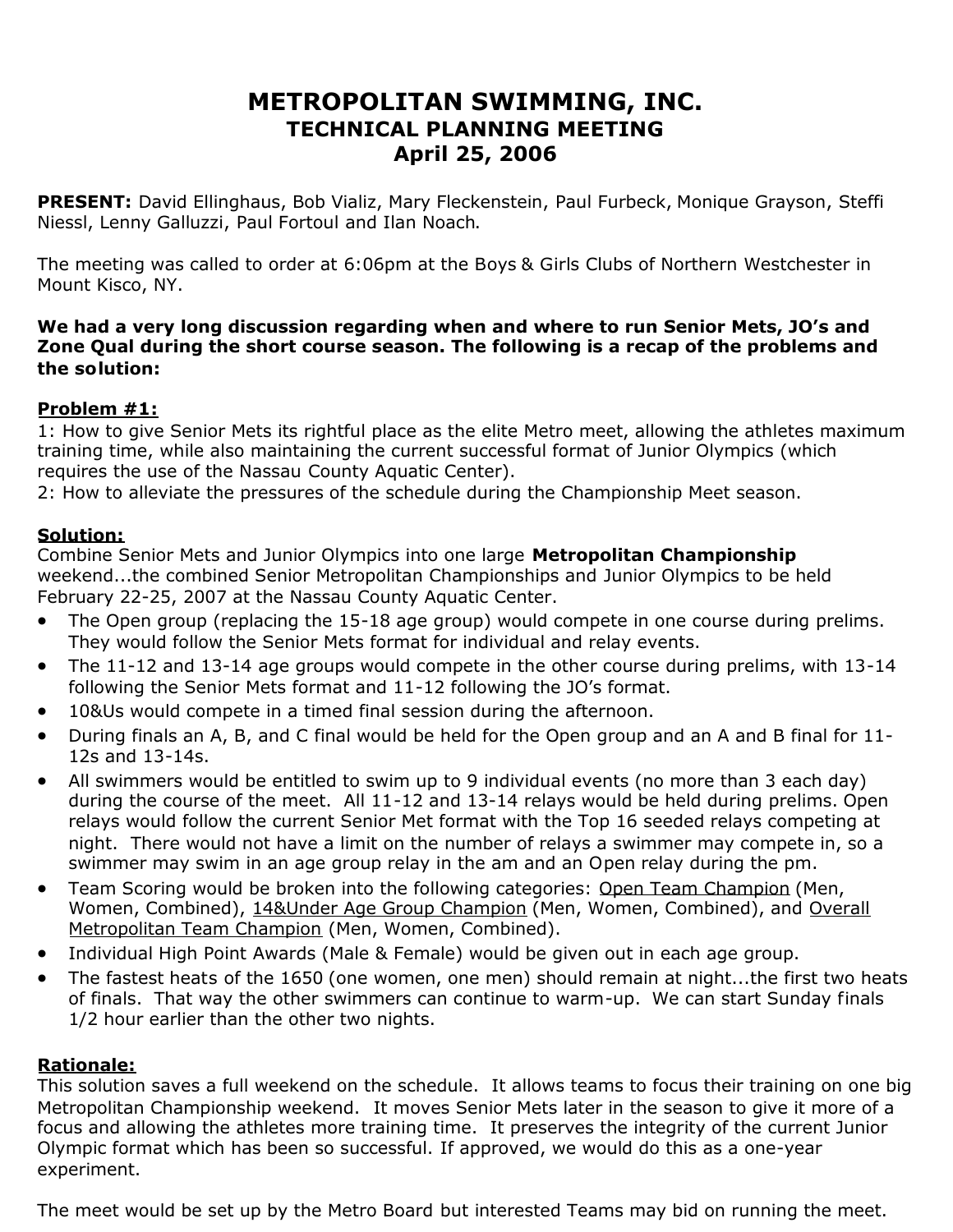# METROPOLITAN SWIMMING, INC.
## TECHNICAL PLANNING MEETING
## April 25, 2006

**PRESENT:** David Ellinghaus, Bob Vializ, Mary Fleckenstein, Paul Furbeck, Monique Grayson, Steffi Niessl, Lenny Galluzzi, Paul Fortoul and Ilan Noach.

The meeting was called to order at 6:06pm at the Boys & Girls Clubs of Northern Westchester in Mount Kisco, NY.

**We had a very long discussion regarding when and where to run Senior Mets, JO's and Zone Qual during the short course season. The following is a recap of the problems and the solution:**

**Problem #1:**

1: How to give Senior Mets its rightful place as the elite Metro meet, allowing the athletes maximum training time, while also maintaining the current successful format of Junior Olympics (which requires the use of the Nassau County Aquatic Center).

2: How to alleviate the pressures of the schedule during the Championship Meet season.

**Solution:**

Combine Senior Mets and Junior Olympics into one large **Metropolitan Championship** weekend...the combined Senior Metropolitan Championships and Junior Olympics to be held February 22-25, 2007 at the Nassau County Aquatic Center.

- The Open group (replacing the 15-18 age group) would compete in one course during prelims. They would follow the Senior Mets format for individual and relay events.
- The 11-12 and 13-14 age groups would compete in the other course during prelims, with 13-14 following the Senior Mets format and 11-12 following the JO's format.
- 10&Us would compete in a timed final session during the afternoon.
- During finals an A, B, and C final would be held for the Open group and an A and B final for 11-12s and 13-14s.
- All swimmers would be entitled to swim up to 9 individual events (no more than 3 each day) during the course of the meet. All 11-12 and 13-14 relays would be held during prelims. Open relays would follow the current Senior Met format with the Top 16 seeded relays competing at night. There would not have a limit on the number of relays a swimmer may compete in, so a swimmer may swim in an age group relay in the am and an Open relay during the pm.
- Team Scoring would be broken into the following categories: <u>Open Team Champion</u> (Men, Women, Combined), <u>14&Under Age Group Champion</u> (Men, Women, Combined), and <u>Overall Metropolitan Team Champion</u> (Men, Women, Combined).
- Individual High Point Awards (Male & Female) would be given out in each age group.
- The fastest heats of the 1650 (one women, one men) should remain at night...the first two heats of finals. That way the other swimmers can continue to warm-up. We can start Sunday finals 1/2 hour earlier than the other two nights.

**Rationale:**

This solution saves a full weekend on the schedule. It allows teams to focus their training on one big Metropolitan Championship weekend. It moves Senior Mets later in the season to give it more of a focus and allowing the athletes more training time. It preserves the integrity of the current Junior Olympic format which has been so successful. If approved, we would do this as a one-year experiment.

The meet would be set up by the Metro Board but interested Teams may bid on running the meet.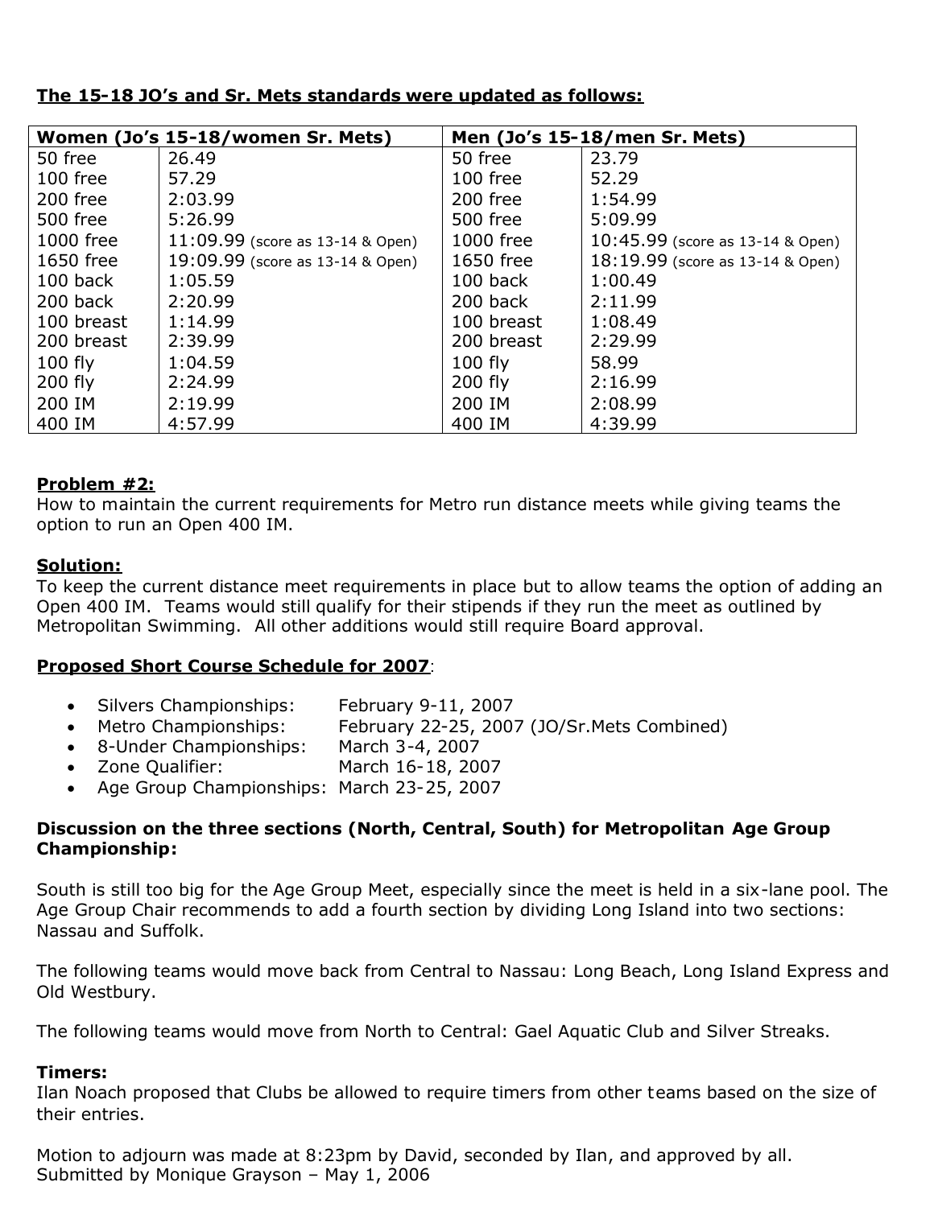**The 15-18 JO's and Sr. Mets standards were updated as follows:**

| Women (Jo's 15-18/women Sr. Mets) | | Men (Jo's 15-18/men Sr. Mets) | |
|---|---|---|---|
| 50 free | 26.49 | 50 free | 23.79 |
| 100 free | 57.29 | 100 free | 52.29 |
| 200 free | 2:03.99 | 200 free | 1:54.99 |
| 500 free | 5:26.99 | 500 free | 5:09.99 |
| 1000 free | 11:09.99 (score as 13-14 & Open) | 1000 free | 10:45.99 (score as 13-14 & Open) |
| 1650 free | 19:09.99 (score as 13-14 & Open) | 1650 free | 18:19.99 (score as 13-14 & Open) |
| 100 back | 1:05.59 | 100 back | 1:00.49 |
| 200 back | 2:20.99 | 200 back | 2:11.99 |
| 100 breast | 1:14.99 | 100 breast | 1:08.49 |
| 200 breast | 2:39.99 | 200 breast | 2:29.99 |
| 100 fly | 1:04.59 | 100 fly | 58.99 |
| 200 fly | 2:24.99 | 200 fly | 2:16.99 |
| 200 IM | 2:19.99 | 200 IM | 2:08.99 |
| 400 IM | 4:57.99 | 400 IM | 4:39.99 |

**Problem #2:**
How to maintain the current requirements for Metro run distance meets while giving teams the option to run an Open 400 IM.

**Solution:**
To keep the current distance meet requirements in place but to allow teams the option of adding an Open 400 IM. Teams would still qualify for their stipends if they run the meet as outlined by Metropolitan Swimming. All other additions would still require Board approval.

**Proposed Short Course Schedule for 2007**:

- Silvers Championships: February 9-11, 2007
- Metro Championships: February 22-25, 2007 (JO/Sr.Mets Combined)
- 8-Under Championships: March 3-4, 2007
- Zone Qualifier: March 16-18, 2007
- Age Group Championships: March 23-25, 2007

**Discussion on the three sections (North, Central, South) for Metropolitan Age Group Championship:**

South is still too big for the Age Group Meet, especially since the meet is held in a six-lane pool. The Age Group Chair recommends to add a fourth section by dividing Long Island into two sections: Nassau and Suffolk.

The following teams would move back from Central to Nassau: Long Beach, Long Island Express and Old Westbury.

The following teams would move from North to Central: Gael Aquatic Club and Silver Streaks.

**Timers:**
Ilan Noach proposed that Clubs be allowed to require timers from other teams based on the size of their entries.

Motion to adjourn was made at 8:23pm by David, seconded by Ilan, and approved by all.
Submitted by Monique Grayson – May 1, 2006